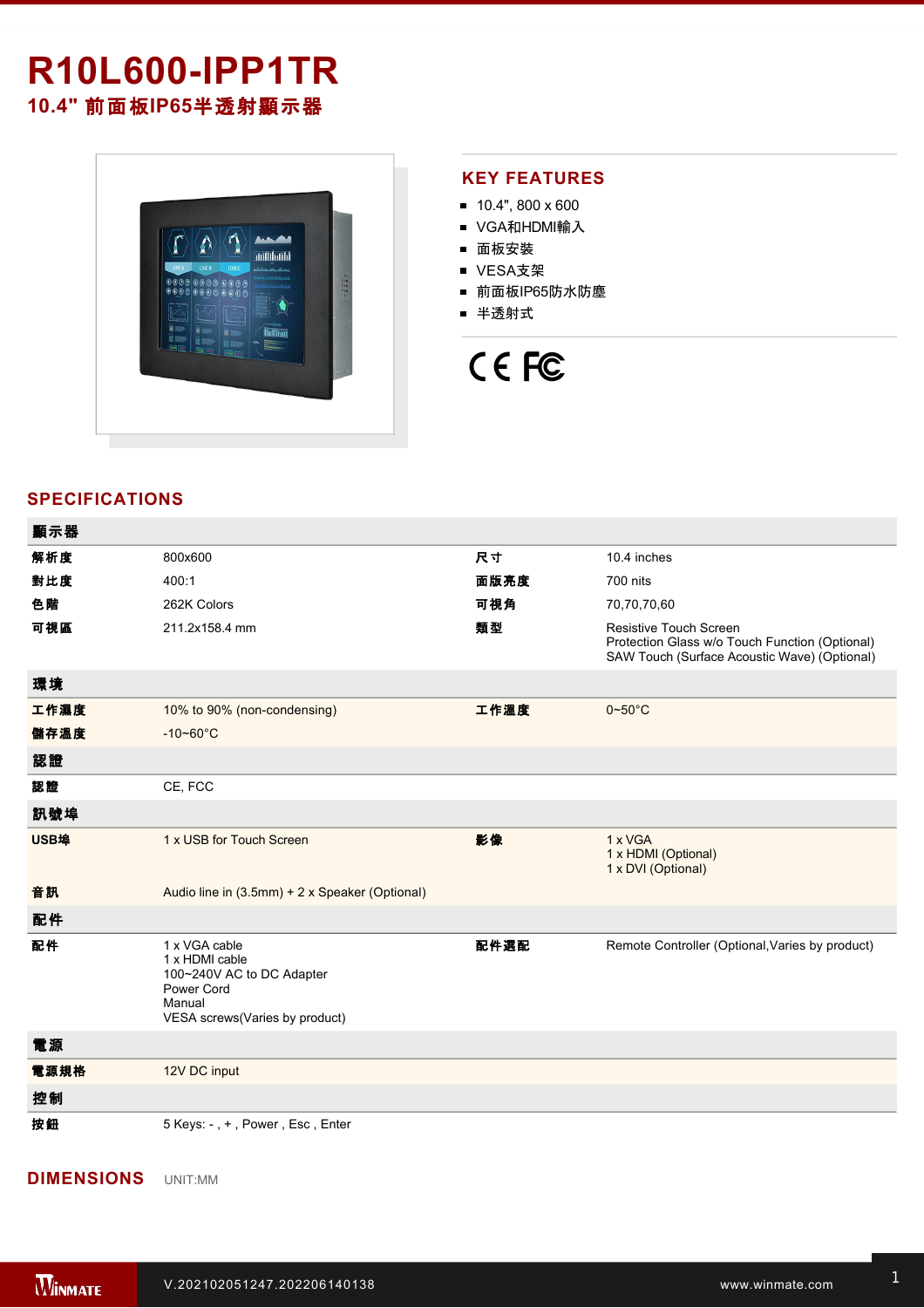# R10L600-IPP1TR

## 10.4" 前面板IP65半透射顯示器

## KEY FEATURES

- 10.4", 800 x 600
- VGA和HDMI輸入
- 面板安裝
- VESA支架
- 前面板IP65防水防塵
- 半透射式

## SPECIFICATIONS

| 顯示器 | | | |
|---|---|---|---|
| 解析度 | 800x600 | 尺寸 | 10.4 inches |
| 對比度 | 400:1 | 面版亮度 | 700 nits |
| 色階 | 262K Colors | 可視角 | 70,70,70,60 |
| 可視區 | 211.2x158.4 mm | 類型 | Resistive Touch Screen<br>Protection Glass w/o Touch Function (Optional)<br>SAW Touch (Surface Acoustic Wave) (Optional) |
| **環境** | | | |
| 工作濕度 | 10% to 90% (non-condensing) | 工作溫度 | 0~50°C |
| 儲存溫度 | -10~60°C | | |
| **認證** | | | |
| 認證 | CE, FCC | | |
| **訊號埠** | | | |
| USB埠 | 1 x USB for Touch Screen | 影像 | 1 x VGA<br>1 x HDMI (Optional)<br>1 x DVI (Optional) |
| 音訊 | Audio line in (3.5mm) + 2 x Speaker (Optional) | | |
| **配件** | | | |
| 配件 | 1 x VGA cable<br>1 x HDMI cable<br>100~240V AC to DC Adapter<br>Power Cord<br>Manual<br>VESA screws(Varies by product) | 配件選配 | Remote Controller (Optional,Varies by product) |
| **電源** | | | |
| 電源規格 | 12V DC input | | |
| **控制** | | | |
| 按鈕 | 5 Keys: - , + , Power , Esc , Enter | | |

## DIMENSIONS

UNIT:MM

V.202102051247.202206140138

www.winmate.com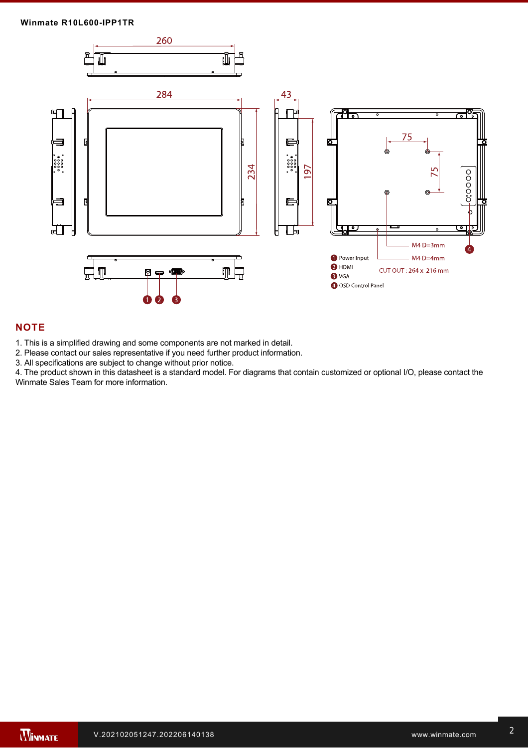**Winmate R10L600-IPP1TR**

260

284

43

234

197

75

75

M4 D=3mm

M4 D=4mm

CUT OUT : 264 x 216 mm

1 Power Input
2 HDMI
3 VGA
4 OSD Control Panel

## NOTE

1. This is a simplified drawing and some components are not marked in detail.
2. Please contact our sales representative if you need further product information.
3. All specifications are subject to change without prior notice.
4. The product shown in this datasheet is a standard model. For diagrams that contain customized or optional I/O, please contact the Winmate Sales Team for more information.